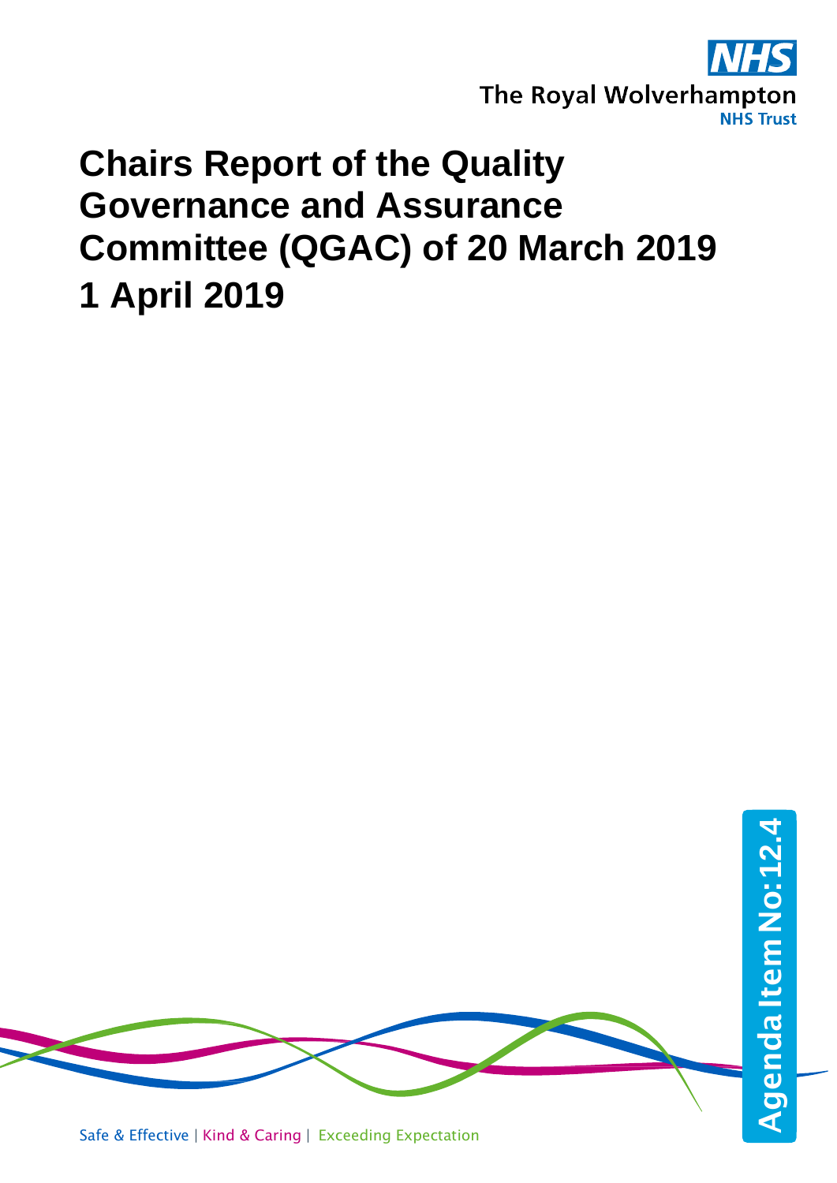The Royal Wolverhampton NHS Trust

# Chairs Report of the Quality Governance and Assurance Committee (QGAC) of 20 March 2019

# 1 April 2019

Agenda Item No:12.4

Safe & Effective | Kind & Caring | Exceeding Expectation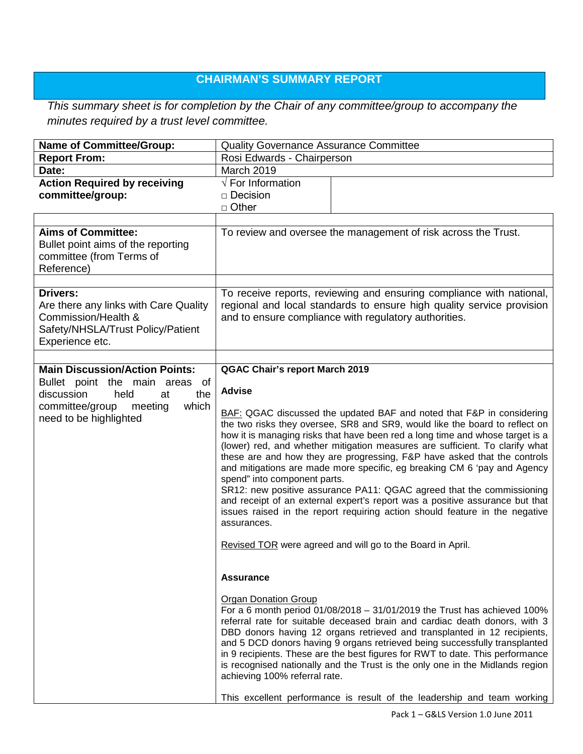## CHAIRMAN'S SUMMARY REPORT

*This summary sheet is for completion by the Chair of any committee/group to accompany the minutes required by a trust level committee.*

| | |
|---|---|
| **Name of Committee/Group:** | Quality Governance Assurance Committee |
| **Report From:** | Rosi Edwards - Chairperson |
| **Date:** | March 2019 |
| **Action Required by receiving committee/group:** | √ For Information<br>□ Decision<br>□ Other |
| | |
| **Aims of Committee:**<br>Bullet point aims of the reporting committee (from Terms of Reference) | To review and oversee the management of risk across the Trust. |
| | |
| **Drivers:**<br>Are there any links with Care Quality Commission/Health & Safety/NHSLA/Trust Policy/Patient Experience etc. | To receive reports, reviewing and ensuring compliance with national, regional and local standards to ensure high quality service provision and to ensure compliance with regulatory authorities. |
| | |
| **Main Discussion/Action Points:**<br>Bullet point the main areas of discussion held at the committee/group meeting which need to be highlighted | **QGAC Chair's report March 2019**<br><br>**Advise**<br><br>BAF: QGAC discussed the updated BAF and noted that F&P in considering the two risks they oversee, SR8 and SR9, would like the board to reflect on how it is managing risks that have been red a long time and whose target is a (lower) red, and whether mitigation measures are sufficient. To clarify what these are and how they are progressing, F&P have asked that the controls and mitigations are made more specific, eg breaking CM 6 'pay and Agency spend" into component parts.<br>SR12: new positive assurance PA11: QGAC agreed that the commissioning and receipt of an external expert's report was a positive assurance but that issues raised in the report requiring action should feature in the negative assurances.<br><br>Revised TOR were agreed and will go to the Board in April.<br><br>**Assurance**<br><br>Organ Donation Group<br>For a 6 month period 01/08/2018 – 31/01/2019 the Trust has achieved 100% referral rate for suitable deceased brain and cardiac death donors, with 3 DBD donors having 12 organs retrieved and transplanted in 12 recipients, and 5 DCD donors having 9 organs retrieved being successfully transplanted in 9 recipients. These are the best figures for RWT to date. This performance is recognised nationally and the Trust is the only one in the Midlands region achieving 100% referral rate.<br><br>This excellent performance is result of the leadership and team working |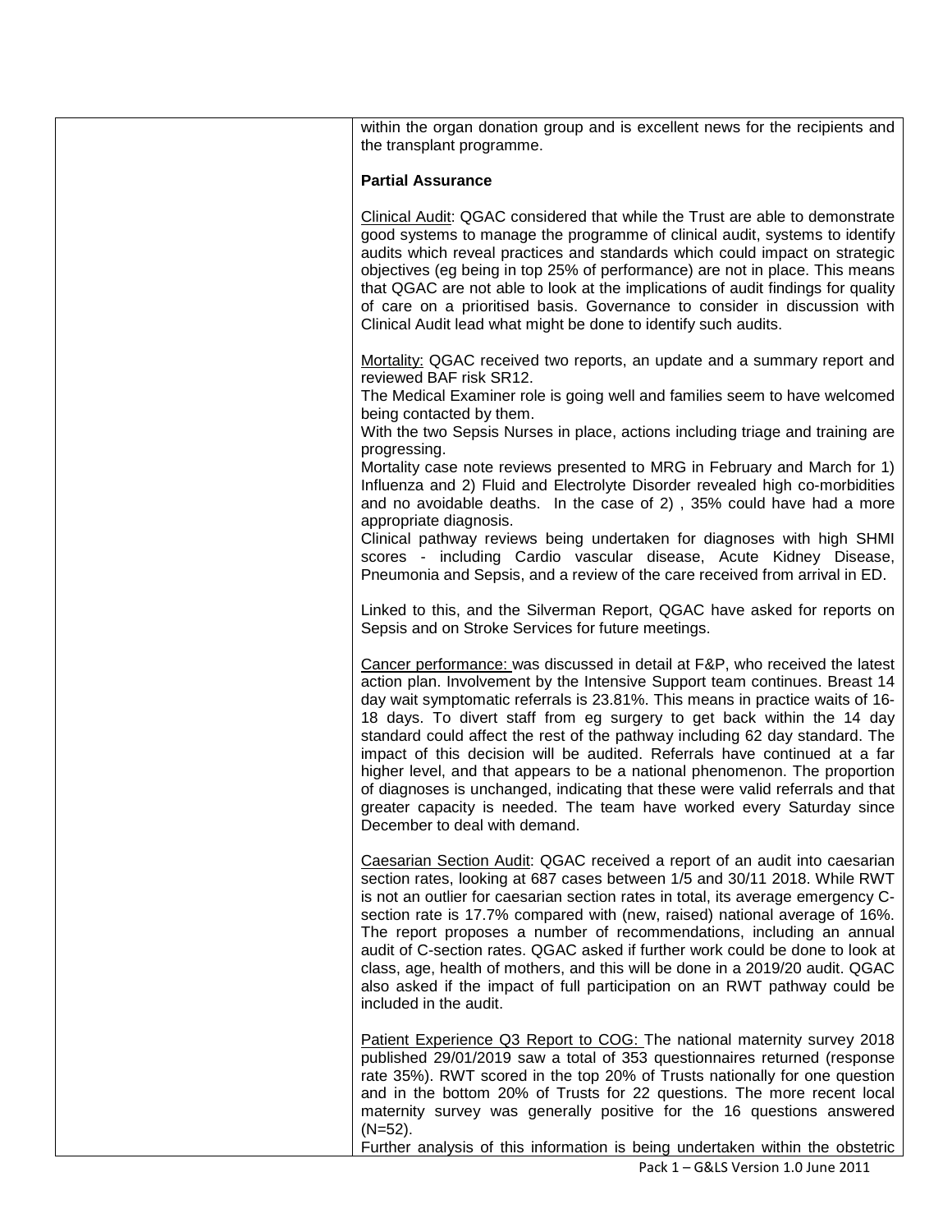within the organ donation group and is excellent news for the recipients and the transplant programme.

**Partial Assurance**

Clinical Audit: QGAC considered that while the Trust are able to demonstrate good systems to manage the programme of clinical audit, systems to identify audits which reveal practices and standards which could impact on strategic objectives (eg being in top 25% of performance) are not in place. This means that QGAC are not able to look at the implications of audit findings for quality of care on a prioritised basis. Governance to consider in discussion with Clinical Audit lead what might be done to identify such audits.

Mortality: QGAC received two reports, an update and a summary report and reviewed BAF risk SR12.
The Medical Examiner role is going well and families seem to have welcomed being contacted by them.
With the two Sepsis Nurses in place, actions including triage and training are progressing.
Mortality case note reviews presented to MRG in February and March for 1) Influenza and 2) Fluid and Electrolyte Disorder revealed high co-morbidities and no avoidable deaths. In the case of 2) , 35% could have had a more appropriate diagnosis.
Clinical pathway reviews being undertaken for diagnoses with high SHMI scores - including Cardio vascular disease, Acute Kidney Disease, Pneumonia and Sepsis, and a review of the care received from arrival in ED.

Linked to this, and the Silverman Report, QGAC have asked for reports on Sepsis and on Stroke Services for future meetings.

Cancer performance: was discussed in detail at F&P, who received the latest action plan. Involvement by the Intensive Support team continues. Breast 14 day wait symptomatic referrals is 23.81%. This means in practice waits of 16-18 days. To divert staff from eg surgery to get back within the 14 day standard could affect the rest of the pathway including 62 day standard. The impact of this decision will be audited. Referrals have continued at a far higher level, and that appears to be a national phenomenon. The proportion of diagnoses is unchanged, indicating that these were valid referrals and that greater capacity is needed. The team have worked every Saturday since December to deal with demand.

Caesarian Section Audit: QGAC received a report of an audit into caesarian section rates, looking at 687 cases between 1/5 and 30/11 2018. While RWT is not an outlier for caesarian section rates in total, its average emergency C-section rate is 17.7% compared with (new, raised) national average of 16%. The report proposes a number of recommendations, including an annual audit of C-section rates. QGAC asked if further work could be done to look at class, age, health of mothers, and this will be done in a 2019/20 audit. QGAC also asked if the impact of full participation on an RWT pathway could be included in the audit.

Patient Experience Q3 Report to COG: The national maternity survey 2018 published 29/01/2019 saw a total of 353 questionnaires returned (response rate 35%). RWT scored in the top 20% of Trusts nationally for one question and in the bottom 20% of Trusts for 22 questions. The more recent local maternity survey was generally positive for the 16 questions answered (N=52).
Further analysis of this information is being undertaken within the obstetric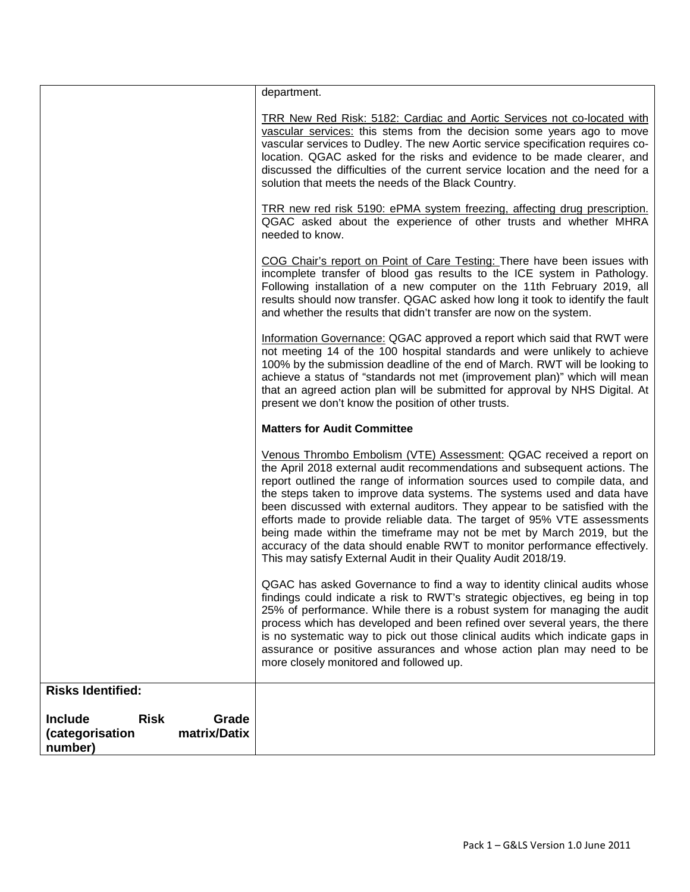| | |
|---|---|
| | department.<br><br><u>TRR New Red Risk: 5182: Cardiac and Aortic Services not co-located with vascular services:</u> this stems from the decision some years ago to move vascular services to Dudley. The new Aortic service specification requires co-location. QGAC asked for the risks and evidence to be made clearer, and discussed the difficulties of the current service location and the need for a solution that meets the needs of the Black Country.<br><br><u>TRR new red risk 5190: ePMA system freezing, affecting drug prescription.</u> QGAC asked about the experience of other trusts and whether MHRA needed to know.<br><br><u>COG Chair's report on Point of Care Testing:</u> There have been issues with incomplete transfer of blood gas results to the ICE system in Pathology. Following installation of a new computer on the 11th February 2019, all results should now transfer. QGAC asked how long it took to identify the fault and whether the results that didn't transfer are now on the system.<br><br><u>Information Governance:</u> QGAC approved a report which said that RWT were not meeting 14 of the 100 hospital standards and were unlikely to achieve 100% by the submission deadline of the end of March. RWT will be looking to achieve a status of "standards not met (improvement plan)" which will mean that an agreed action plan will be submitted for approval by NHS Digital. At present we don't know the position of other trusts.<br><br>**Matters for Audit Committee**<br><br><u>Venous Thrombo Embolism (VTE) Assessment:</u> QGAC received a report on the April 2018 external audit recommendations and subsequent actions. The report outlined the range of information sources used to compile data, and the steps taken to improve data systems. The systems used and data have been discussed with external auditors. They appear to be satisfied with the efforts made to provide reliable data. The target of 95% VTE assessments being made within the timeframe may not be met by March 2019, but the accuracy of the data should enable RWT to monitor performance effectively. This may satisfy External Audit in their Quality Audit 2018/19.<br><br>QGAC has asked Governance to find a way to identity clinical audits whose findings could indicate a risk to RWT's strategic objectives, eg being in top 25% of performance. While there is a robust system for managing the audit process which has developed and been refined over several years, the there is no systematic way to pick out those clinical audits which indicate gaps in assurance or positive assurances and whose action plan may need to be more closely monitored and followed up. |
| **Risks Identified:**<br><br>**Include Risk Grade (categorisation matrix/Datix number)** | |